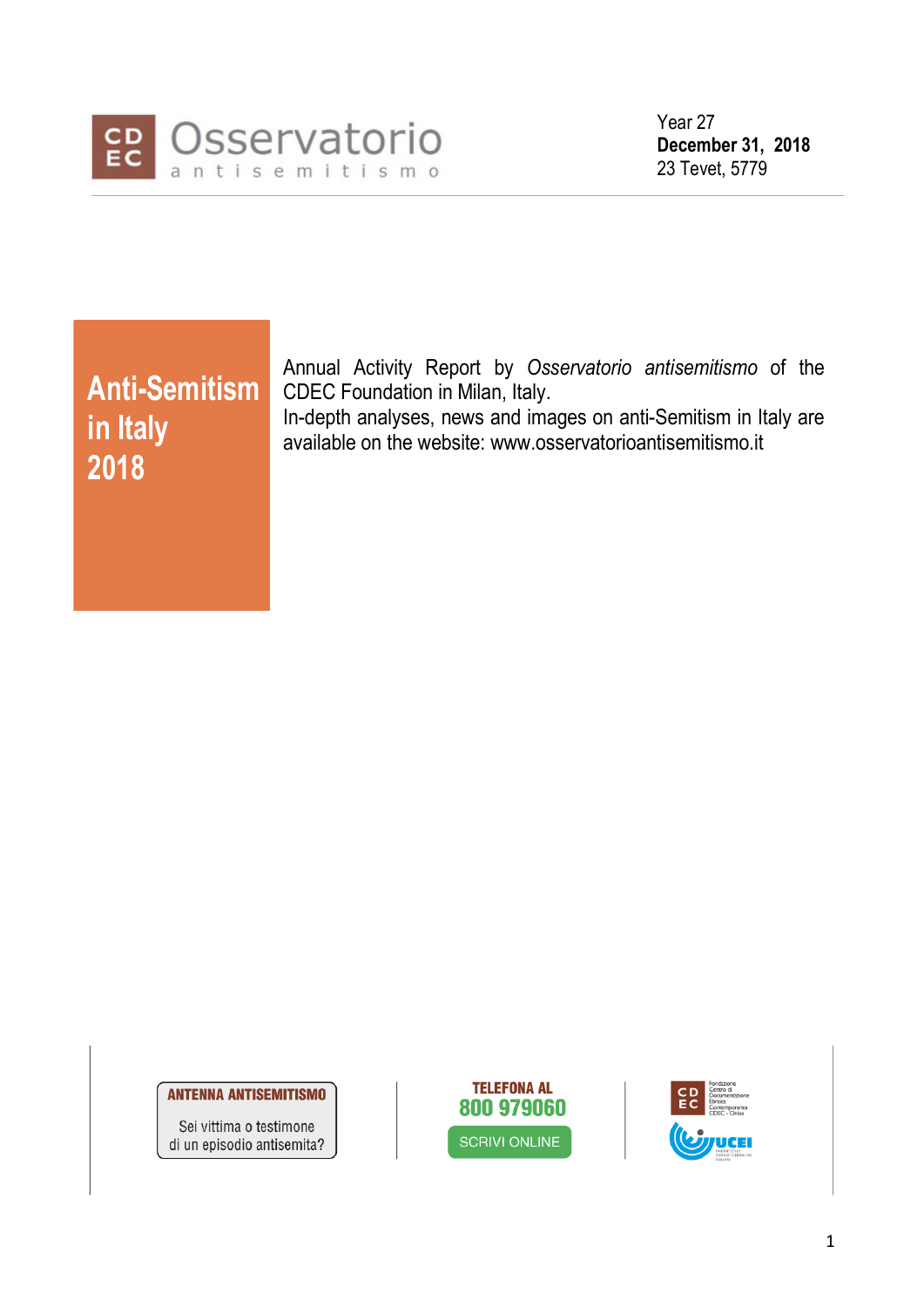Osservatorio antisemitismo

Year 27
**December 31, 2018**
23 Tevet, 5779

# Anti-Semitism in Italy 2018

Annual Activity Report by *Osservatorio antisemitismo* of the CDEC Foundation in Milan, Italy.
In-depth analyses, news and images on anti-Semitism in Italy are available on the website: www.osservatorioantisemitismo.it

**ANTENNA ANTISEMITISMO**
Sei vittima o testimone di un episodio antisemita?

**TELEFONA AL 800 979060**
SCRIVI ONLINE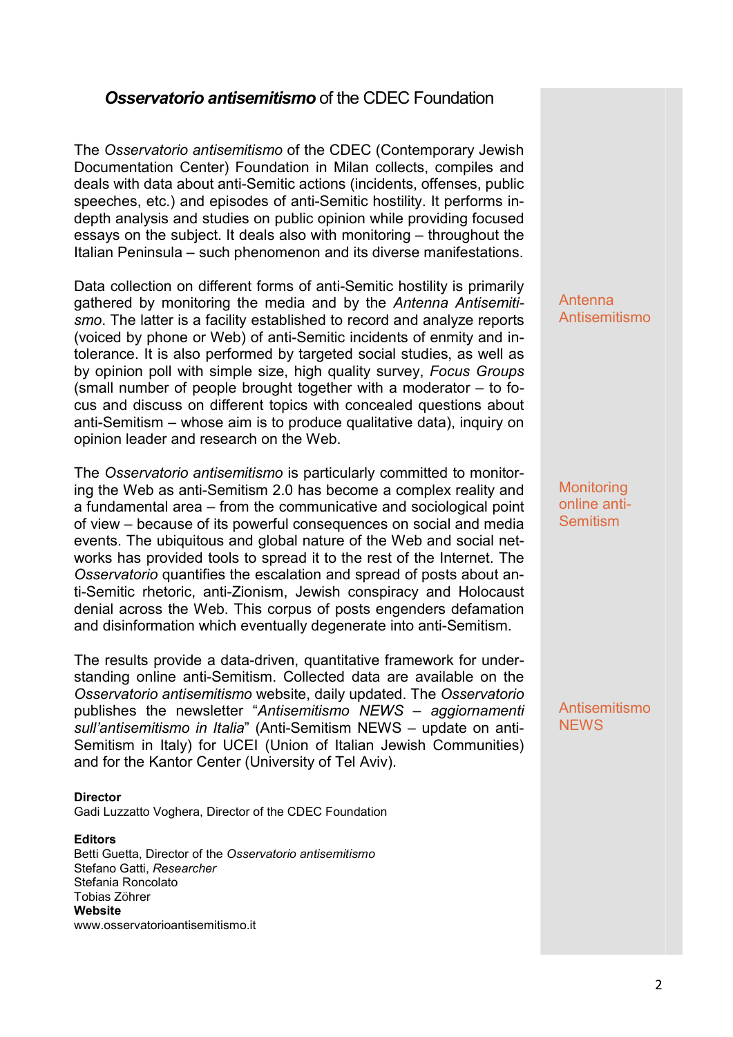## *Osservatorio antisemitismo* of the CDEC Foundation

The *Osservatorio antisemitismo* of the CDEC (Contemporary Jewish Documentation Center) Foundation in Milan collects, compiles and deals with data about anti-Semitic actions (incidents, offenses, public speeches, etc.) and episodes of anti-Semitic hostility. It performs in-depth analysis and studies on public opinion while providing focused essays on the subject. It deals also with monitoring – throughout the Italian Peninsula – such phenomenon and its diverse manifestations.

Antenna Antisemitismo

Data collection on different forms of anti-Semitic hostility is primarily gathered by monitoring the media and by the *Antenna Antisemitismo*. The latter is a facility established to record and analyze reports (voiced by phone or Web) of anti-Semitic incidents of enmity and intolerance. It is also performed by targeted social studies, as well as by opinion poll with simple size, high quality survey, *Focus Groups* (small number of people brought together with a moderator – to focus and discuss on different topics with concealed questions about anti-Semitism – whose aim is to produce qualitative data), inquiry on opinion leader and research on the Web.

Monitoring online anti-Semitism

The *Osservatorio antisemitismo* is particularly committed to monitoring the Web as anti-Semitism 2.0 has become a complex reality and a fundamental area – from the communicative and sociological point of view – because of its powerful consequences on social and media events. The ubiquitous and global nature of the Web and social networks has provided tools to spread it to the rest of the Internet. The *Osservatorio* quantifies the escalation and spread of posts about anti-Semitic rhetoric, anti-Zionism, Jewish conspiracy and Holocaust denial across the Web. This corpus of posts engenders defamation and disinformation which eventually degenerate into anti-Semitism.

Antisemitismo NEWS

The results provide a data-driven, quantitative framework for understanding online anti-Semitism. Collected data are available on the *Osservatorio antisemitismo* website, daily updated. The *Osservatorio* publishes the newsletter "*Antisemitismo NEWS – aggiornamenti sull'antisemitismo in Italia*" (Anti-Semitism NEWS – update on anti-Semitism in Italy) for UCEI (Union of Italian Jewish Communities) and for the Kantor Center (University of Tel Aviv).

**Director**
Gadi Luzzatto Voghera, Director of the CDEC Foundation

**Editors**
Betti Guetta, Director of the *Osservatorio antisemitismo*
Stefano Gatti, *Researcher*
Stefania Roncolato
Tobias Zöhrer

**Website**
www.osservatorioantisemitismo.it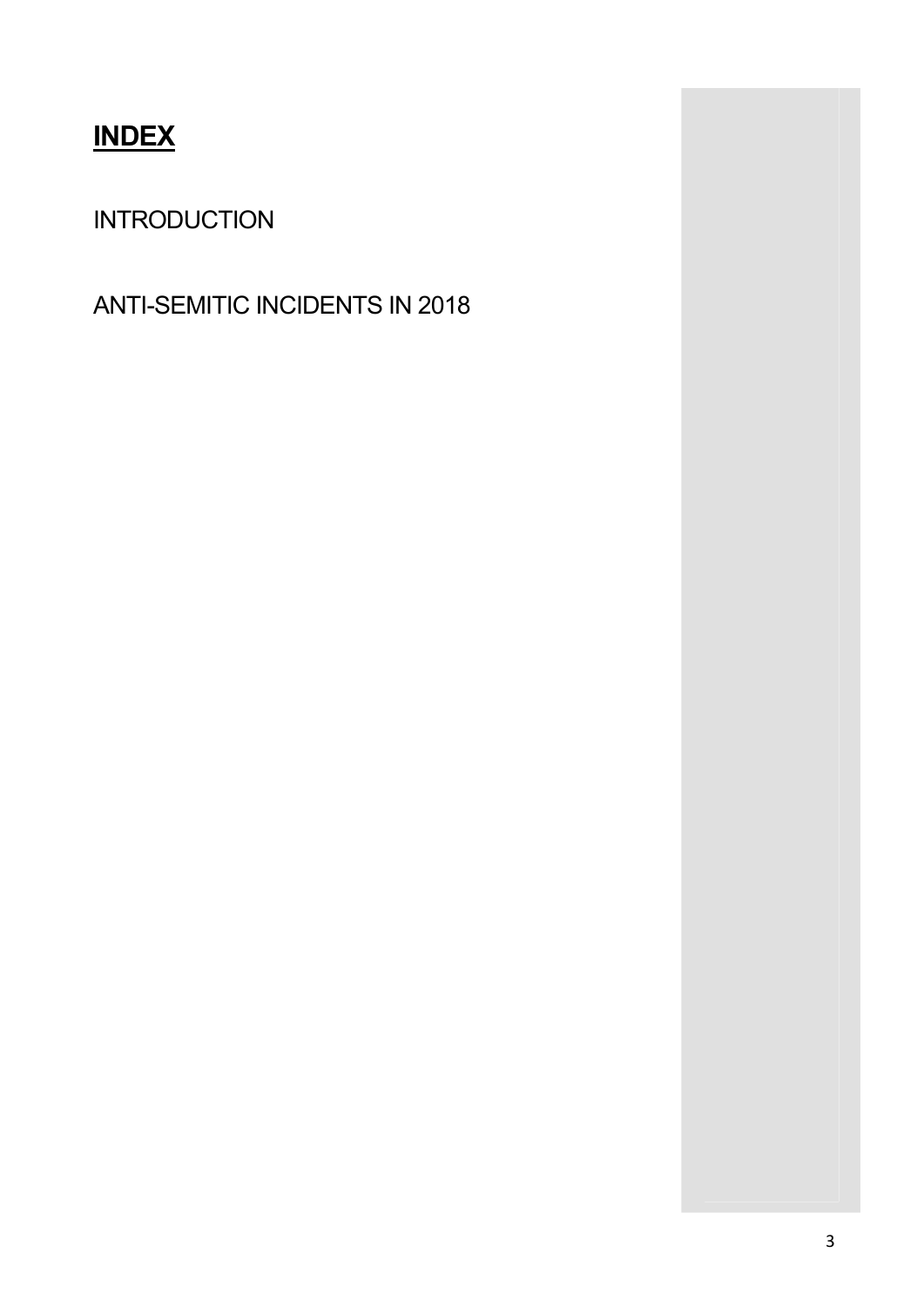# **INDEX**

INTRODUCTION

ANTI-SEMITIC INCIDENTS IN 2018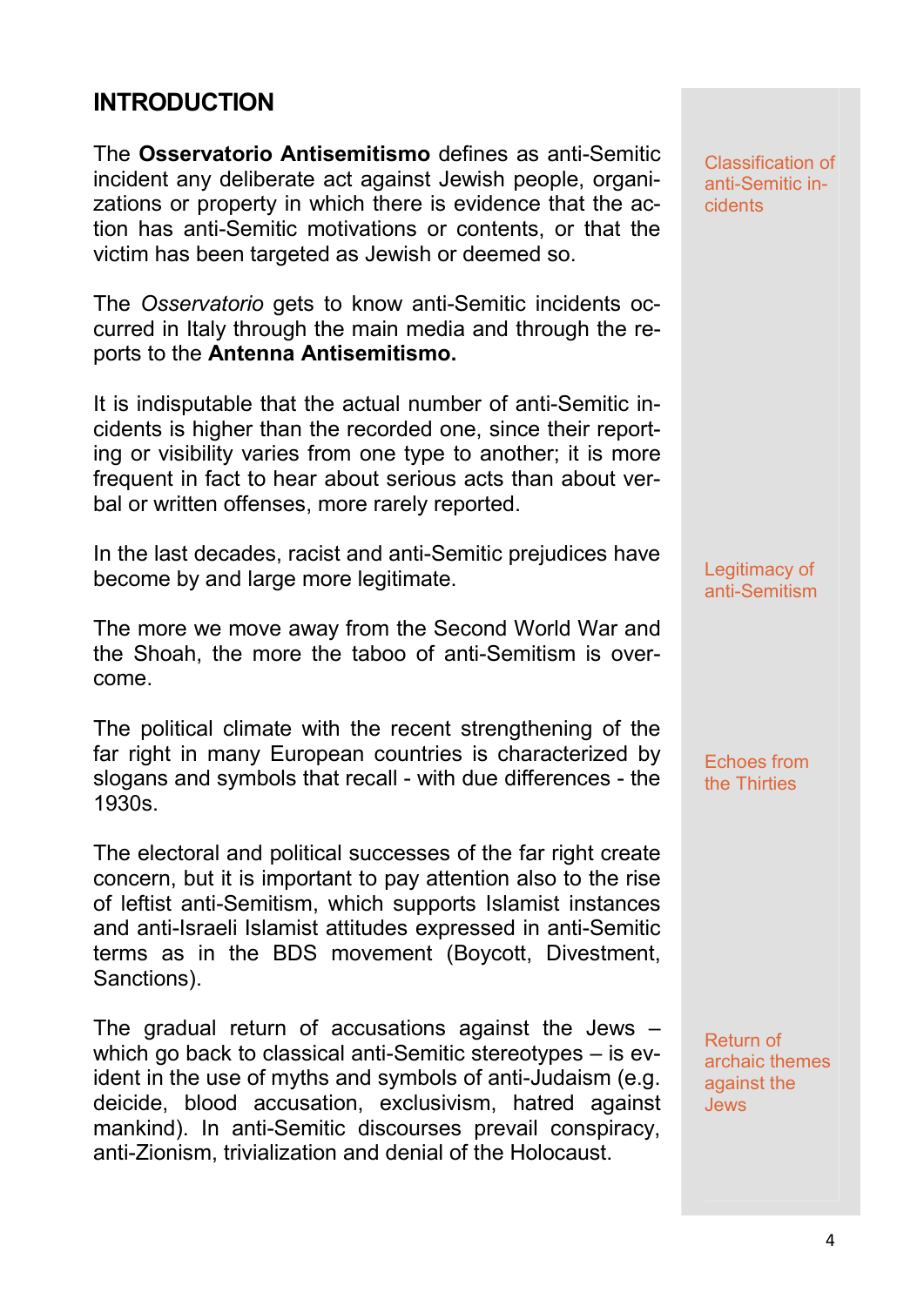## INTRODUCTION

Classification of anti-Semitic incidents

The **Osservatorio Antisemitismo** defines as anti-Semitic incident any deliberate act against Jewish people, organizations or property in which there is evidence that the action has anti-Semitic motivations or contents, or that the victim has been targeted as Jewish or deemed so.

The *Osservatorio* gets to know anti-Semitic incidents occurred in Italy through the main media and through the reports to the **Antenna Antisemitismo.**

It is indisputable that the actual number of anti-Semitic incidents is higher than the recorded one, since their reporting or visibility varies from one type to another; it is more frequent in fact to hear about serious acts than about verbal or written offenses, more rarely reported.

Legitimacy of anti-Semitism

In the last decades, racist and anti-Semitic prejudices have become by and large more legitimate.

The more we move away from the Second World War and the Shoah, the more the taboo of anti-Semitism is overcome.

Echoes from the Thirties

The political climate with the recent strengthening of the far right in many European countries is characterized by slogans and symbols that recall - with due differences - the 1930s.

The electoral and political successes of the far right create concern, but it is important to pay attention also to the rise of leftist anti-Semitism, which supports Islamist instances and anti-Israeli Islamist attitudes expressed in anti-Semitic terms as in the BDS movement (Boycott, Divestment, Sanctions).

Return of archaic themes against the Jews

The gradual return of accusations against the Jews – which go back to classical anti-Semitic stereotypes – is evident in the use of myths and symbols of anti-Judaism (e.g. deicide, blood accusation, exclusivism, hatred against mankind). In anti-Semitic discourses prevail conspiracy, anti-Zionism, trivialization and denial of the Holocaust.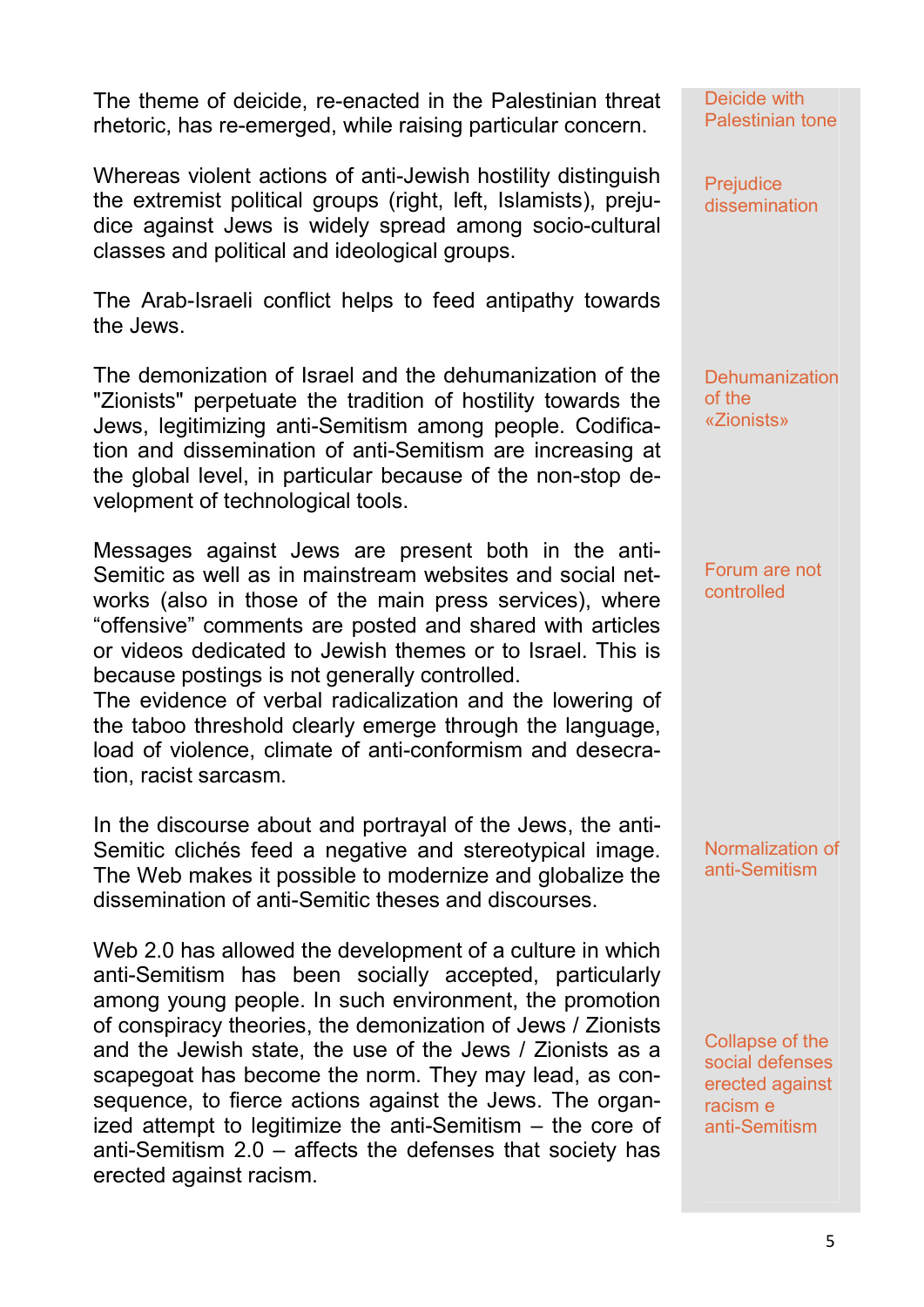The theme of deicide, re-enacted in the Palestinian threat rhetoric, has re-emerged, while raising particular concern.

*Deicide with Palestinian tone*

Whereas violent actions of anti-Jewish hostility distinguish the extremist political groups (right, left, Islamists), prejudice against Jews is widely spread among socio-cultural classes and political and ideological groups.

*Prejudice dissemination*

The Arab-Israeli conflict helps to feed antipathy towards the Jews.

The demonization of Israel and the dehumanization of the "Zionists" perpetuate the tradition of hostility towards the Jews, legitimizing anti-Semitism among people. Codification and dissemination of anti-Semitism are increasing at the global level, in particular because of the non-stop development of technological tools.

*Dehumanization of the «Zionists»*

Messages against Jews are present both in the anti-Semitic as well as in mainstream websites and social networks (also in those of the main press services), where “offensive” comments are posted and shared with articles or videos dedicated to Jewish themes or to Israel. This is because postings is not generally controlled.
The evidence of verbal radicalization and the lowering of the taboo threshold clearly emerge through the language, load of violence, climate of anti-conformism and desecration, racist sarcasm.

*Forum are not controlled*

In the discourse about and portrayal of the Jews, the anti-Semitic clichés feed a negative and stereotypical image. The Web makes it possible to modernize and globalize the dissemination of anti-Semitic theses and discourses.

*Normalization of anti-Semitism*

Web 2.0 has allowed the development of a culture in which anti-Semitism has been socially accepted, particularly among young people. In such environment, the promotion of conspiracy theories, the demonization of Jews / Zionists and the Jewish state, the use of the Jews / Zionists as a scapegoat has become the norm. They may lead, as consequence, to fierce actions against the Jews. The organized attempt to legitimize the anti-Semitism – the core of anti-Semitism 2.0 – affects the defenses that society has erected against racism.

*Collapse of the social defenses erected against racism e anti-Semitism*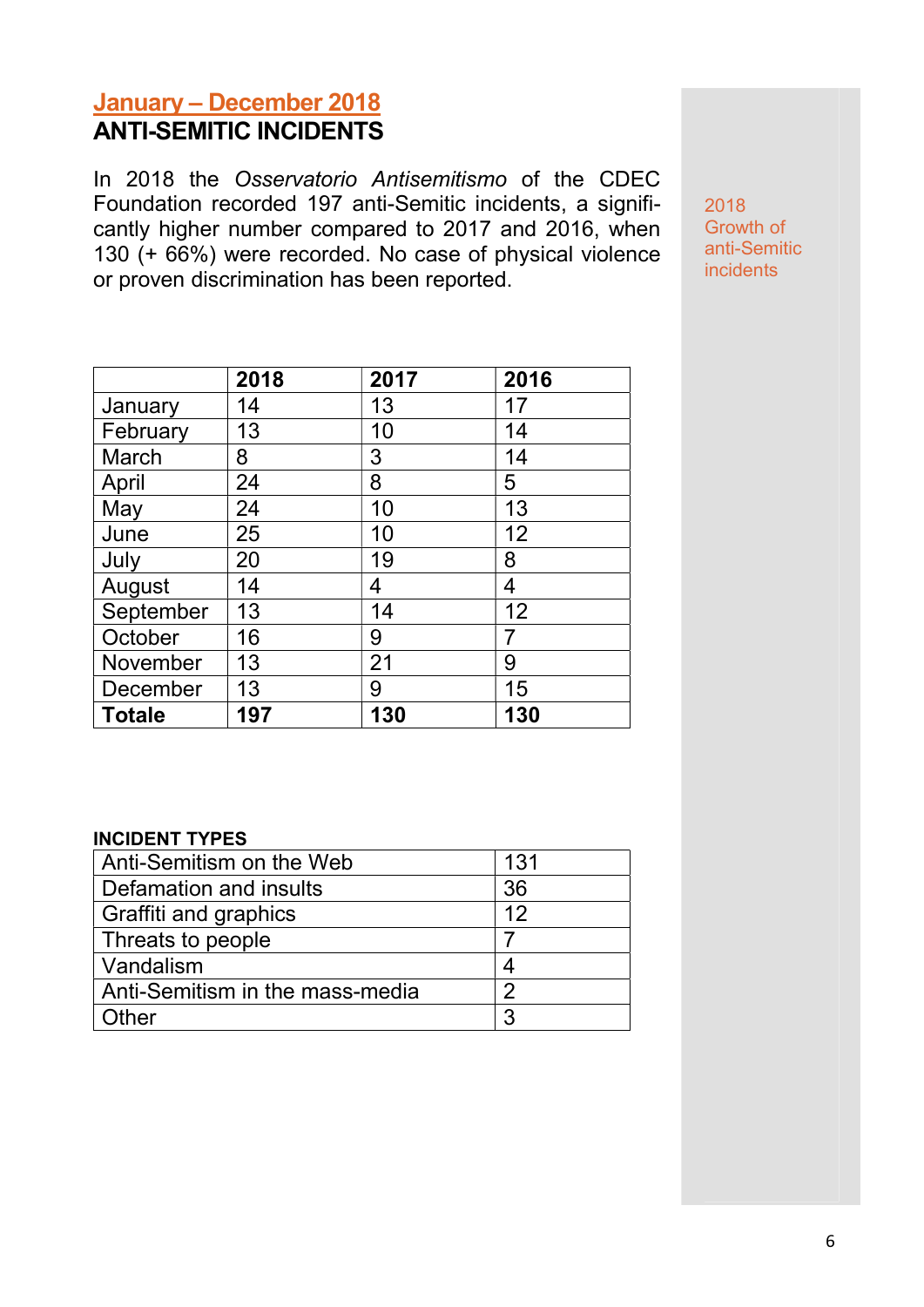## January – December 2018

## ANTI-SEMITIC INCIDENTS

In 2018 the *Osservatorio Antisemitismo* of the CDEC Foundation recorded 197 anti-Semitic incidents, a significantly higher number compared to 2017 and 2016, when 130 (+ 66%) were recorded. No case of physical violence or proven discrimination has been reported.

2018 Growth of anti-Semitic incidents

| | **2018** | **2017** | **2016** |
|---|---|---|---|
| January | 14 | 13 | 17 |
| February | 13 | 10 | 14 |
| March | 8 | 3 | 14 |
| April | 24 | 8 | 5 |
| May | 24 | 10 | 13 |
| June | 25 | 10 | 12 |
| July | 20 | 19 | 8 |
| August | 14 | 4 | 4 |
| September | 13 | 14 | 12 |
| October | 16 | 9 | 7 |
| November | 13 | 21 | 9 |
| December | 13 | 9 | 15 |
| **Totale** | **197** | **130** | **130** |

**INCIDENT TYPES**

| | |
|---|---|
| Anti-Semitism on the Web | 131 |
| Defamation and insults | 36 |
| Graffiti and graphics | 12 |
| Threats to people | 7 |
| Vandalism | 4 |
| Anti-Semitism in the mass-media | 2 |
| Other | 3 |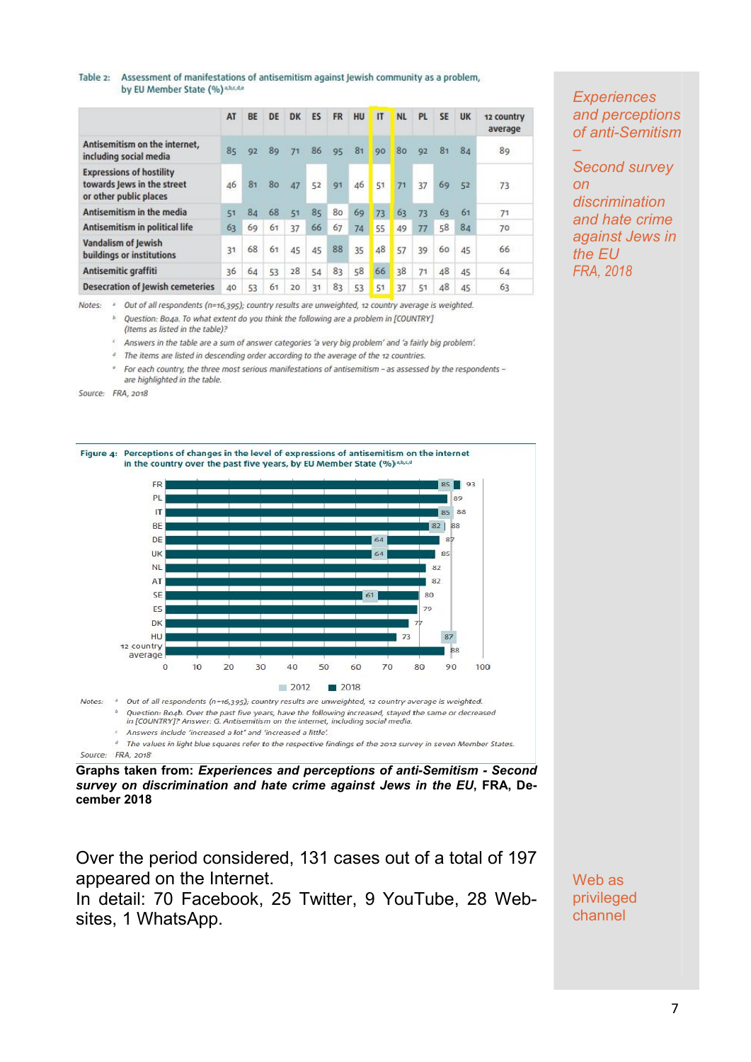Table 2: Assessment of manifestations of antisemitism against Jewish community as a problem, by EU Member State (%)[a,b,c,d,e]

| | AT | BE | DE | DK | ES | FR | HU | IT | NL | PL | SE | UK | 12 country average |
|---|---|---|---|---|---|---|---|---|---|---|---|---|---|
| Antisemitism on the internet, including social media | 85 | 92 | 89 | 71 | 86 | 95 | 81 | 90 | 80 | 92 | 81 | 84 | 89 |
| Expressions of hostility towards Jews in the street or other public places | 46 | 81 | 80 | 47 | 52 | 91 | 46 | 51 | 71 | 37 | 69 | 52 | 73 |
| Antisemitism in the media | 51 | 84 | 68 | 51 | 85 | 80 | 69 | 73 | 63 | 73 | 63 | 61 | 71 |
| Antisemitism in political life | 63 | 69 | 61 | 37 | 66 | 67 | 74 | 55 | 49 | 77 | 58 | 84 | 70 |
| Vandalism of Jewish buildings or institutions | 31 | 68 | 61 | 45 | 45 | 88 | 35 | 48 | 57 | 39 | 60 | 45 | 66 |
| Antisemitic graffiti | 36 | 64 | 53 | 28 | 54 | 83 | 58 | 66 | 38 | 71 | 48 | 45 | 64 |
| Desecration of Jewish cemeteries | 40 | 53 | 61 | 20 | 31 | 83 | 53 | 51 | 37 | 51 | 48 | 45 | 63 |

Notes:
a Out of all respondents (n=16,395); country results are unweighted, 12 country average is weighted.
b Question: B04a. To what extent do you think the following are a problem in [COUNTRY] (Items as listed in the table)?
c Answers in the table are a sum of answer categories 'a very big problem' and 'a fairly big problem'.
d The items are listed in descending order according to the average of the 12 countries.
e For each country, the three most serious manifestations of antisemitism – as assessed by the respondents – are highlighted in the table.

Source: FRA, 2018

Figure 4: Perceptions of changes in the level of expressions of antisemitism on the internet in the country over the past five years, by EU Member State (%)[a,b,c,d]

| Country | 2012 | 2018 |
|---|---|---|
| FR | 85 | 93 |
| PL | | 89 |
| IT | 85 | 88 |
| BE | 82 | 88 |
| DE | 64 | 87 |
| UK | 64 | 85 |
| NL | | 82 |
| AT | | 82 |
| SE | 61 | 80 |
| ES | | 79 |
| DK | | 77 |
| HU | 87 | 73 |
| 12 country average | | 88 |

Notes:
a Out of all respondents (n=16,395); country results are unweighted, 12 country average is weighted.
b Question: B04b. Over the past five years, have the following increased, stayed the same or decreased in [COUNTRY]? Answer: G. Antisemitism on the internet, including social media.
c Answers include 'increased a lot' and 'increased a little'.
d The values in light blue squares refer to the respective findings of the 2012 survey in seven Member States.

Source: FRA, 2018

**Graphs taken from: *Experiences and perceptions of anti-Semitism - Second survey on discrimination and hate crime against Jews in the EU*, FRA, December 2018**

*Experiences and perceptions of anti-Semitism – Second survey on discrimination and hate crime against Jews in the EU FRA, 2018*

Over the period considered, 131 cases out of a total of 197 appeared on the Internet.
In detail: 70 Facebook, 25 Twitter, 9 YouTube, 28 Websites, 1 WhatsApp.

Web as privileged channel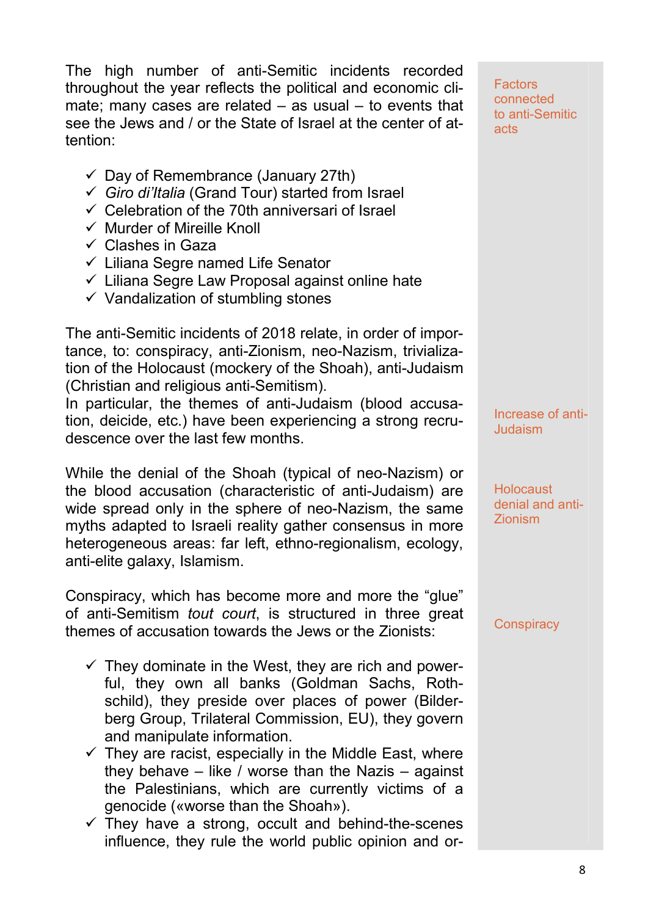The high number of anti-Semitic incidents recorded throughout the year reflects the political and economic climate; many cases are related – as usual – to events that see the Jews and / or the State of Israel at the center of attention:

*Factors connected to anti-Semitic acts*

- ✓ Day of Remembrance (January 27th)
- ✓ *Giro di'Italia* (Grand Tour) started from Israel
- ✓ Celebration of the 70th anniversari of Israel
- ✓ Murder of Mireille Knoll
- ✓ Clashes in Gaza
- ✓ Liliana Segre named Life Senator
- ✓ Liliana Segre Law Proposal against online hate
- ✓ Vandalization of stumbling stones

The anti-Semitic incidents of 2018 relate, in order of importance, to: conspiracy, anti-Zionism, neo-Nazism, trivialization of the Holocaust (mockery of the Shoah), anti-Judaism (Christian and religious anti-Semitism).

*Increase of anti-Judaism*

In particular, the themes of anti-Judaism (blood accusation, deicide, etc.) have been experiencing a strong recrudescence over the last few months.

*Holocaust denial and anti-Zionism*

While the denial of the Shoah (typical of neo-Nazism) or the blood accusation (characteristic of anti-Judaism) are wide spread only in the sphere of neo-Nazism, the same myths adapted to Israeli reality gather consensus in more heterogeneous areas: far left, ethno-regionalism, ecology, anti-elite galaxy, Islamism.

*Conspiracy*

Conspiracy, which has become more and more the "glue" of anti-Semitism *tout court*, is structured in three great themes of accusation towards the Jews or the Zionists:

- ✓ They dominate in the West, they are rich and powerful, they own all banks (Goldman Sachs, Rothschild), they preside over places of power (Bilderberg Group, Trilateral Commission, EU), they govern and manipulate information.
- ✓ They are racist, especially in the Middle East, where they behave – like / worse than the Nazis – against the Palestinians, which are currently victims of a genocide («worse than the Shoah»).
- ✓ They have a strong, occult and behind-the-scenes influence, they rule the world public opinion and or-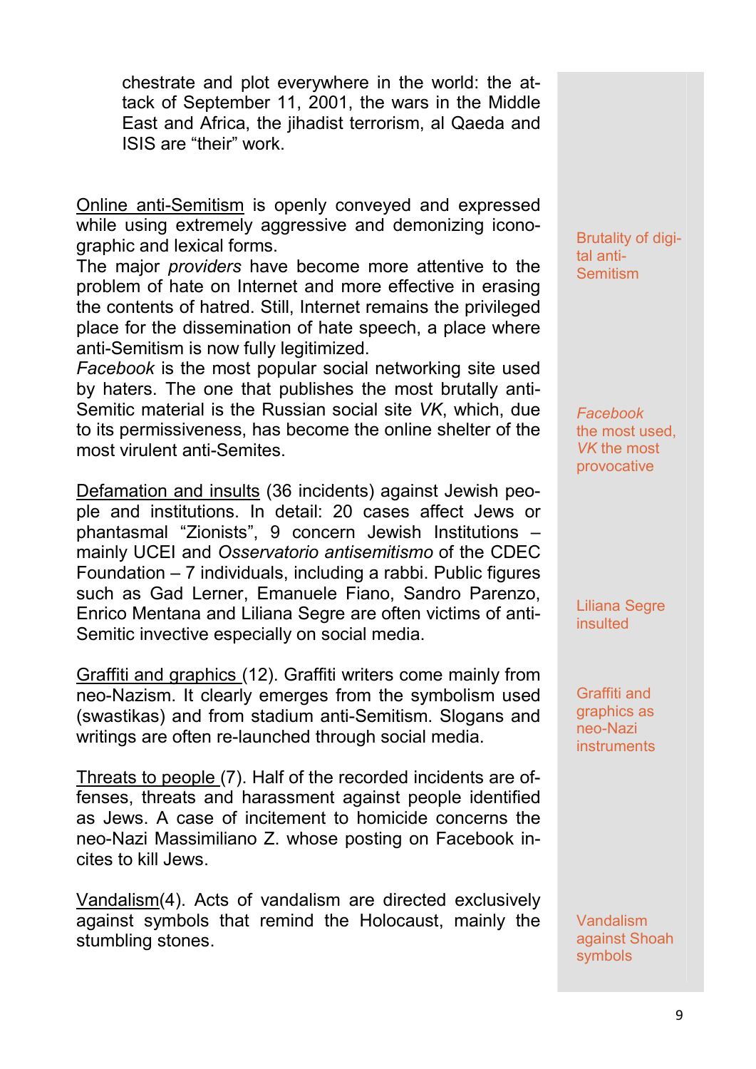chestrate and plot everywhere in the world: the attack of September 11, 2001, the wars in the Middle East and Africa, the jihadist terrorism, al Qaeda and ISIS are "their" work.

Online anti-Semitism is openly conveyed and expressed while using extremely aggressive and demonizing iconographic and lexical forms.

Brutality of digital anti-Semitism

The major *providers* have become more attentive to the problem of hate on Internet and more effective in erasing the contents of hatred. Still, Internet remains the privileged place for the dissemination of hate speech, a place where anti-Semitism is now fully legitimized.

*Facebook* is the most popular social networking site used by haters. The one that publishes the most brutally anti-Semitic material is the Russian social site *VK*, which, due to its permissiveness, has become the online shelter of the most virulent anti-Semites.

*Facebook* the most used, *VK* the most provocative

Defamation and insults (36 incidents) against Jewish people and institutions. In detail: 20 cases affect Jews or phantasmal "Zionists", 9 concern Jewish Institutions – mainly UCEI and *Osservatorio antisemitismo* of the CDEC Foundation – 7 individuals, including a rabbi. Public figures such as Gad Lerner, Emanuele Fiano, Sandro Parenzo, Enrico Mentana and Liliana Segre are often victims of anti-Semitic invective especially on social media.

Liliana Segre insulted

Graffiti and graphics (12). Graffiti writers come mainly from neo-Nazism. It clearly emerges from the symbolism used (swastikas) and from stadium anti-Semitism. Slogans and writings are often re-launched through social media.

Graffiti and graphics as neo-Nazi instruments

Threats to people (7). Half of the recorded incidents are offenses, threats and harassment against people identified as Jews. A case of incitement to homicide concerns the neo-Nazi Massimiliano Z. whose posting on Facebook incites to kill Jews.

Vandalism(4). Acts of vandalism are directed exclusively against symbols that remind the Holocaust, mainly the stumbling stones.

Vandalism against Shoah symbols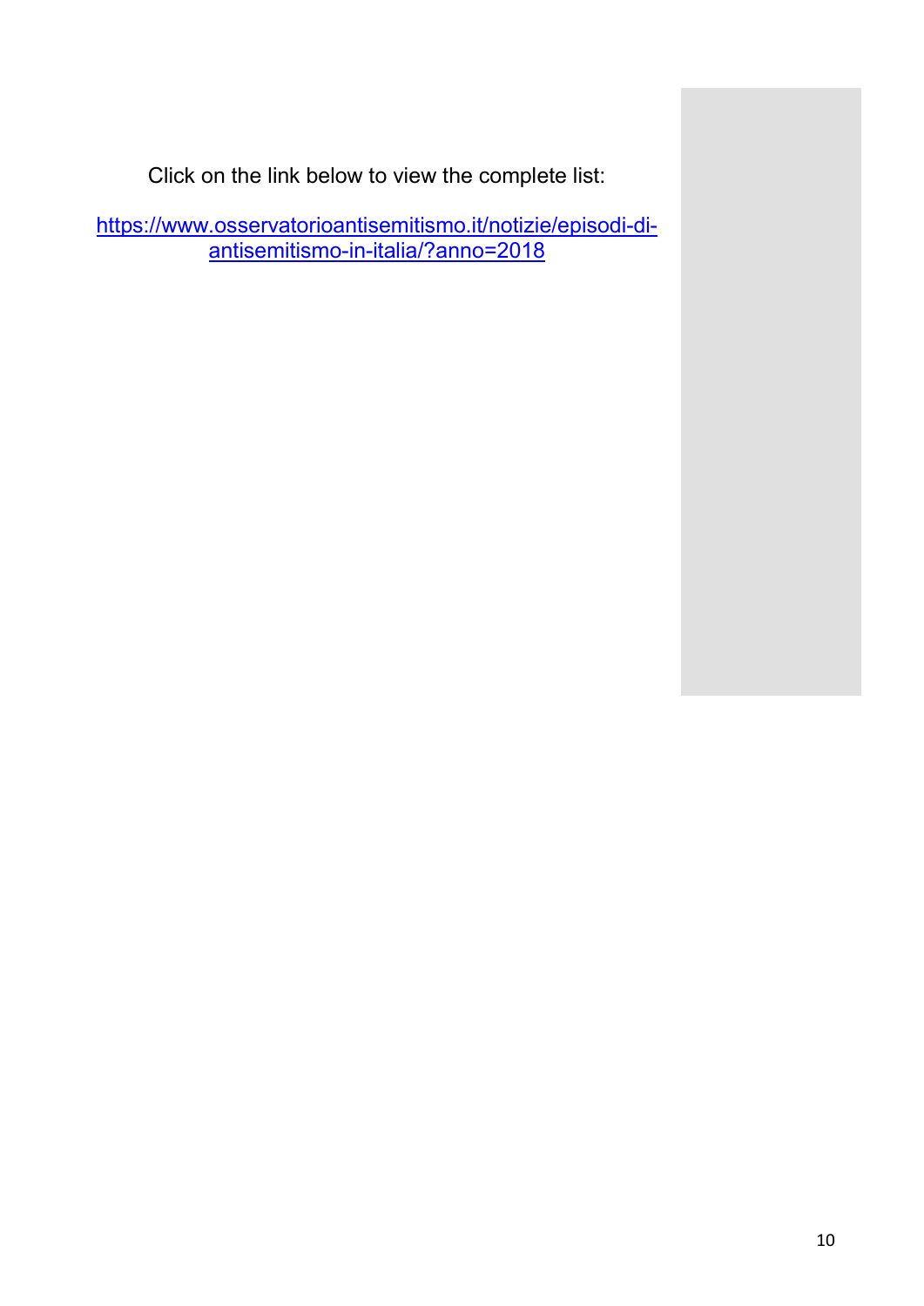Click on the link below to view the complete list:

https://www.osservatorioantisemitismo.it/notizie/episodi-di-antisemitismo-in-italia/?anno=2018